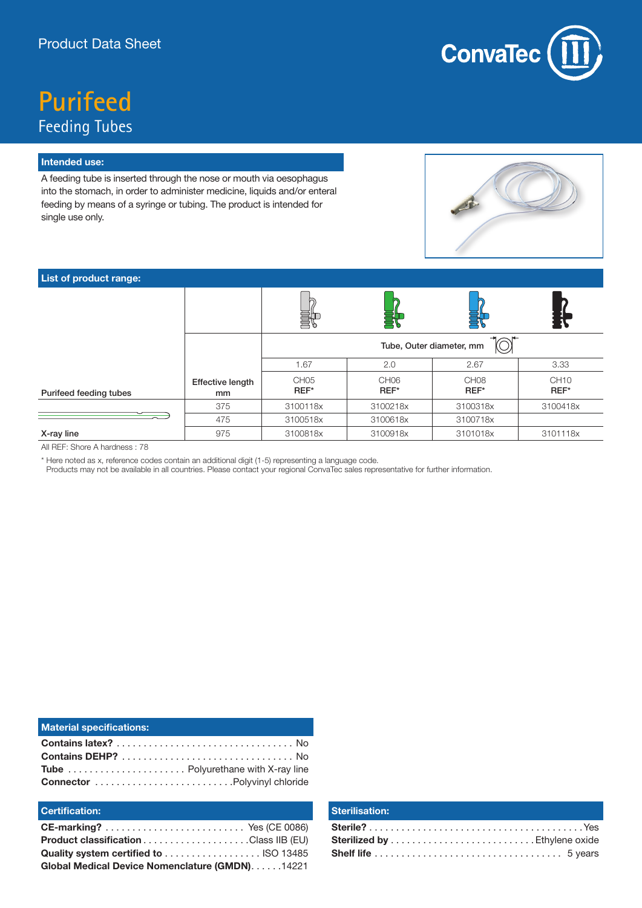Product Data Sheet

# Purifeed

## Feeding Tubes

### Intended use:

A feeding tube is inserted through the nose or mouth via oesophagus into the stomach, in order to administer medicine, liquids and/or enteral feeding by means of a syringe or tubing. The product is intended for single use only.

### List of product range:

| Purifeed feeding tubes | Effective length mm | Tube, Outer diameter, mm | | | |
|---|---|---|---|---|---|
| | | 1.67 | 2.0 | 2.67 | 3.33 |
| | | CH05 **REF*** | CH06 **REF*** | CH08 **REF*** | CH10 **REF*** |
| | 375 | 3100118x | 3100218x | 3100318x | 3100418x |
| | 475 | 3100518x | 3100618x | 3100718x | |
| X-ray line | 975 | 3100818x | 3100918x | 3101018x | 3101118x |

All REF: Shore A hardness : 78

\* Here noted as x, reference codes contain an additional digit (1-5) representing a language code.
Products may not be available in all countries. Please contact your regional ConvaTec sales representative for further information.

### Material specifications:

**Contains latex?** ........ No
**Contains DEHP?** ........ No
**Tube** ........ Polyurethane with X-ray line
**Connector** ........ Polyvinyl chloride

### Certification:

**CE-marking?** ........ Yes (CE 0086)
**Product classification** ........ Class IIB (EU)
**Quality system certified to** ........ ISO 13485
**Global Medical Device Nomenclature (GMDN)** ........ 14221

### Sterilisation:

**Sterile?** ........ Yes
**Sterilized by** ........ Ethylene oxide
**Shelf life** ........ 5 years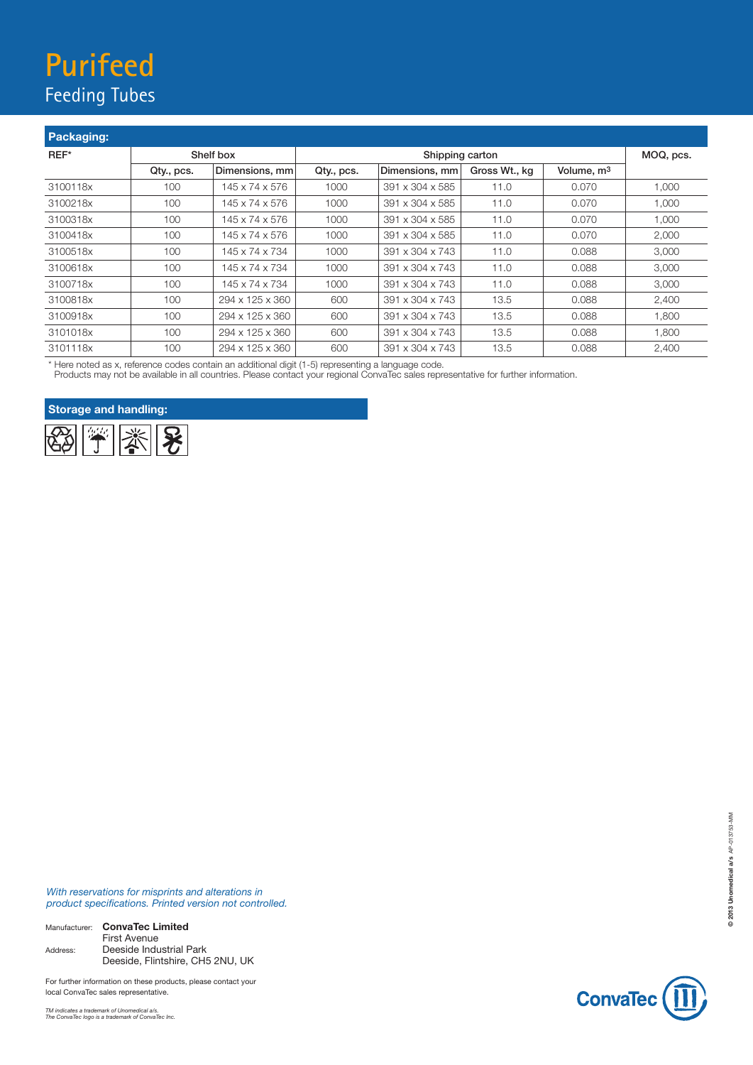# Purifeed
## Feeding Tubes

### Packaging:

| REF* | Shelf box | | Shipping carton | | | | MOQ, pcs. |
|---|---|---|---|---|---|---|---|
| | Qty., pcs. | Dimensions, mm | Qty., pcs. | Dimensions, mm | Gross Wt., kg | Volume, $m^3$ | |
| 3100118x | 100 | 145 x 74 x 576 | 1000 | 391 x 304 x 585 | 11.0 | 0.070 | 1,000 |
| 3100218x | 100 | 145 x 74 x 576 | 1000 | 391 x 304 x 585 | 11.0 | 0.070 | 1,000 |
| 3100318x | 100 | 145 x 74 x 576 | 1000 | 391 x 304 x 585 | 11.0 | 0.070 | 1,000 |
| 3100418x | 100 | 145 x 74 x 576 | 1000 | 391 x 304 x 585 | 11.0 | 0.070 | 2,000 |
| 3100518x | 100 | 145 x 74 x 734 | 1000 | 391 x 304 x 743 | 11.0 | 0.088 | 3,000 |
| 3100618x | 100 | 145 x 74 x 734 | 1000 | 391 x 304 x 743 | 11.0 | 0.088 | 3,000 |
| 3100718x | 100 | 145 x 74 x 734 | 1000 | 391 x 304 x 743 | 11.0 | 0.088 | 3,000 |
| 3100818x | 100 | 294 x 125 x 360 | 600 | 391 x 304 x 743 | 13.5 | 0.088 | 2,400 |
| 3100918x | 100 | 294 x 125 x 360 | 600 | 391 x 304 x 743 | 13.5 | 0.088 | 1,800 |
| 3101018x | 100 | 294 x 125 x 360 | 600 | 391 x 304 x 743 | 13.5 | 0.088 | 1,800 |
| 3101118x | 100 | 294 x 125 x 360 | 600 | 391 x 304 x 743 | 13.5 | 0.088 | 2,400 |

\* Here noted as x, reference codes contain an additional digit (1-5) representing a language code.
Products may not be available in all countries. Please contact your regional ConvaTec sales representative for further information.

### Storage and handling:

*With reservations for misprints and alterations in product specifications. Printed version not controlled.*

Manufacturer: **ConvaTec Limited**
First Avenue
Address: Deeside Industrial Park
Deeside, Flintshire, CH5 2NU, UK

For further information on these products, please contact your local ConvaTec sales representative.

*TM indicates a trademark of Unomedical a/s.*
*The ConvaTec logo is a trademark of ConvaTec Inc.*

**© 2013 Unomedical a/s** AP-013753-MM

ConvaTec